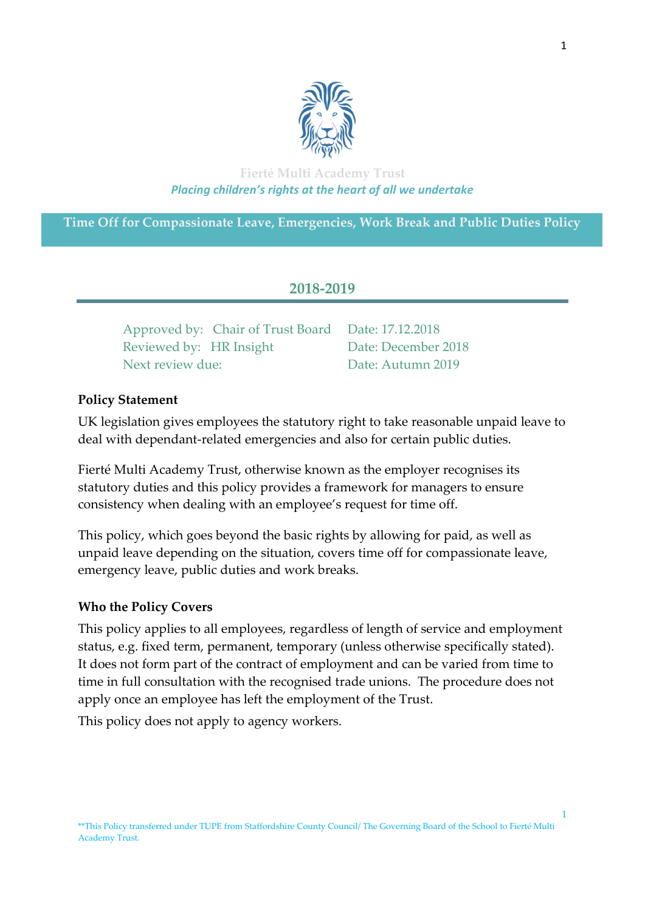Fierté Multi Academy Trust

*Placing children's rights at the heart of all we undertake*

# Time Off for Compassionate Leave, Emergencies, Work Break and Public Duties Policy

## 2018-2019

| | | |
|---|---|---|
| Approved by: | Chair of Trust Board | Date: 17.12.2018 |
| Reviewed by: | HR Insight | Date: December 2018 |
| Next review due: | | Date: Autumn 2019 |

**Policy Statement**

UK legislation gives employees the statutory right to take reasonable unpaid leave to deal with dependant-related emergencies and also for certain public duties.

Fierté Multi Academy Trust, otherwise known as the employer recognises its statutory duties and this policy provides a framework for managers to ensure consistency when dealing with an employee's request for time off.

This policy, which goes beyond the basic rights by allowing for paid, as well as unpaid leave depending on the situation, covers time off for compassionate leave, emergency leave, public duties and work breaks.

**Who the Policy Covers**

This policy applies to all employees, regardless of length of service and employment status, e.g. fixed term, permanent, temporary (unless otherwise specifically stated). It does not form part of the contract of employment and can be varied from time to time in full consultation with the recognised trade unions. The procedure does not apply once an employee has left the employment of the Trust.

This policy does not apply to agency workers.

**This Policy transferred under TUPE from Staffordshire County Council/ The Governing Board of the School to Fierté Multi Academy Trust.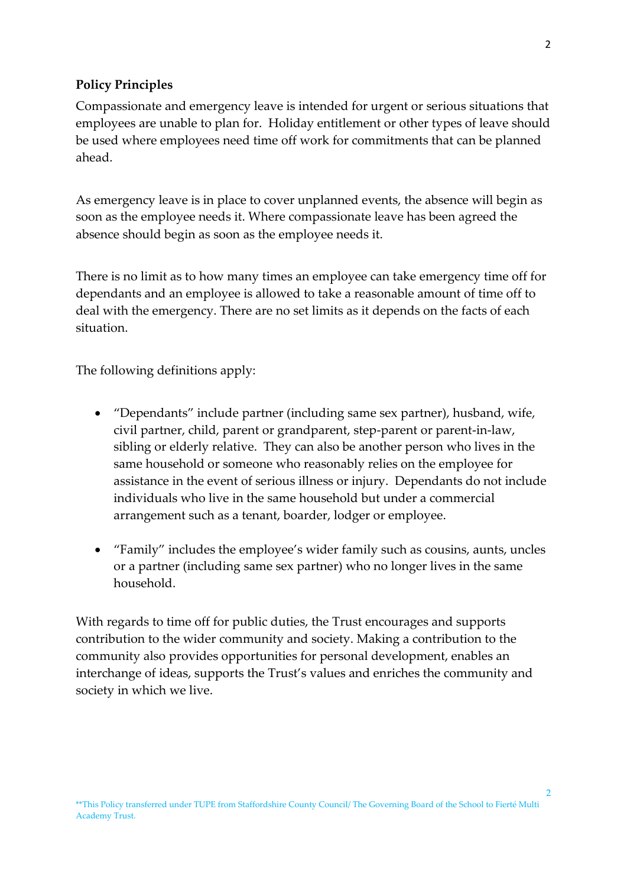**Policy Principles**

Compassionate and emergency leave is intended for urgent or serious situations that employees are unable to plan for. Holiday entitlement or other types of leave should be used where employees need time off work for commitments that can be planned ahead.

As emergency leave is in place to cover unplanned events, the absence will begin as soon as the employee needs it. Where compassionate leave has been agreed the absence should begin as soon as the employee needs it.

There is no limit as to how many times an employee can take emergency time off for dependants and an employee is allowed to take a reasonable amount of time off to deal with the emergency. There are no set limits as it depends on the facts of each situation.

The following definitions apply:

- "Dependants" include partner (including same sex partner), husband, wife, civil partner, child, parent or grandparent, step-parent or parent-in-law, sibling or elderly relative. They can also be another person who lives in the same household or someone who reasonably relies on the employee for assistance in the event of serious illness or injury. Dependants do not include individuals who live in the same household but under a commercial arrangement such as a tenant, boarder, lodger or employee.

- "Family" includes the employee's wider family such as cousins, aunts, uncles or a partner (including same sex partner) who no longer lives in the same household.

With regards to time off for public duties, the Trust encourages and supports contribution to the wider community and society. Making a contribution to the community also provides opportunities for personal development, enables an interchange of ideas, supports the Trust's values and enriches the community and society in which we live.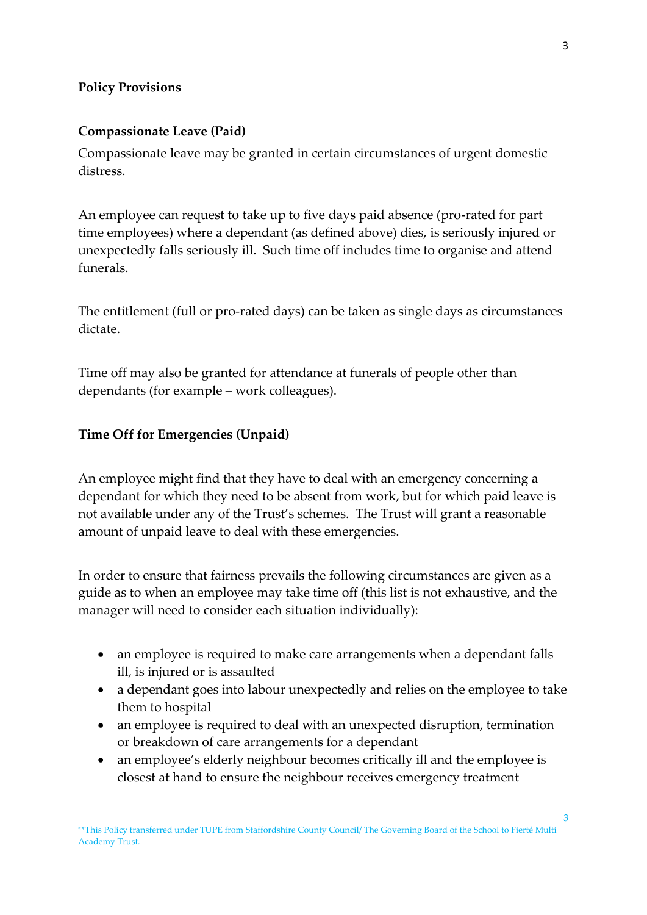**Policy Provisions**

**Compassionate Leave (Paid)**

Compassionate leave may be granted in certain circumstances of urgent domestic distress.

An employee can request to take up to five days paid absence (pro-rated for part time employees) where a dependant (as defined above) dies, is seriously injured or unexpectedly falls seriously ill. Such time off includes time to organise and attend funerals.

The entitlement (full or pro-rated days) can be taken as single days as circumstances dictate.

Time off may also be granted for attendance at funerals of people other than dependants (for example – work colleagues).

**Time Off for Emergencies (Unpaid)**

An employee might find that they have to deal with an emergency concerning a dependant for which they need to be absent from work, but for which paid leave is not available under any of the Trust's schemes. The Trust will grant a reasonable amount of unpaid leave to deal with these emergencies.

In order to ensure that fairness prevails the following circumstances are given as a guide as to when an employee may take time off (this list is not exhaustive, and the manager will need to consider each situation individually):

- an employee is required to make care arrangements when a dependant falls ill, is injured or is assaulted
- a dependant goes into labour unexpectedly and relies on the employee to take them to hospital
- an employee is required to deal with an unexpected disruption, termination or breakdown of care arrangements for a dependant
- an employee's elderly neighbour becomes critically ill and the employee is closest at hand to ensure the neighbour receives emergency treatment

**This Policy transferred under TUPE from Staffordshire County Council/ The Governing Board of the School to Fierté Multi Academy Trust.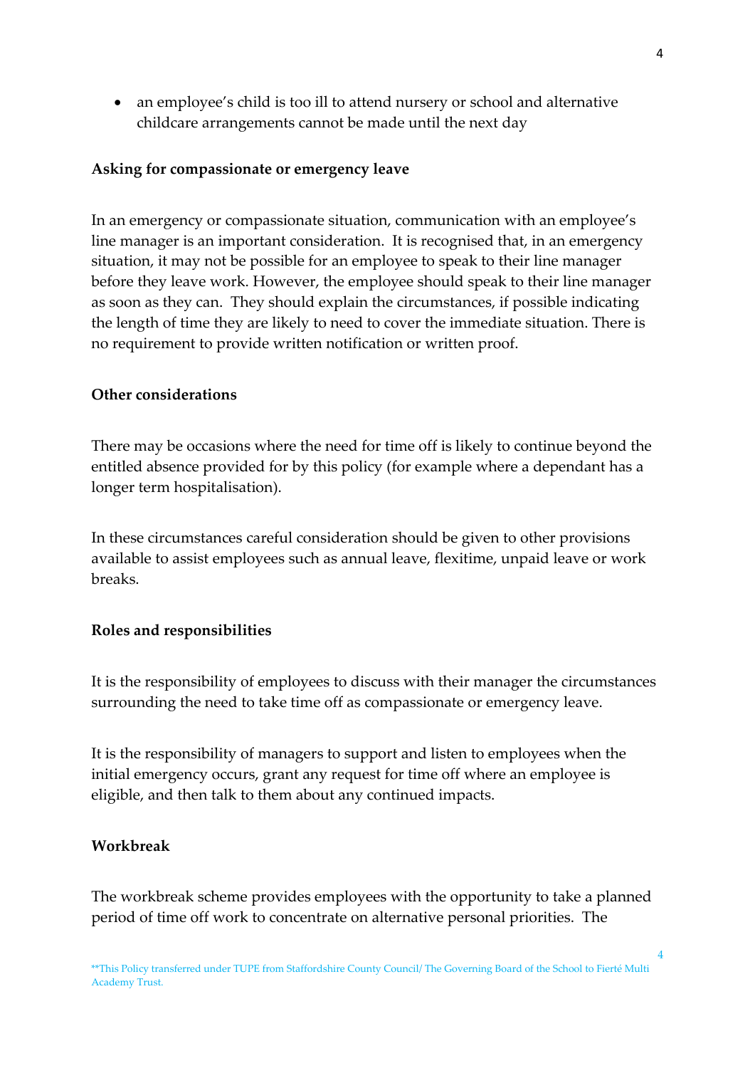- an employee's child is too ill to attend nursery or school and alternative childcare arrangements cannot be made until the next day

**Asking for compassionate or emergency leave**

In an emergency or compassionate situation, communication with an employee's line manager is an important consideration. It is recognised that, in an emergency situation, it may not be possible for an employee to speak to their line manager before they leave work. However, the employee should speak to their line manager as soon as they can. They should explain the circumstances, if possible indicating the length of time they are likely to need to cover the immediate situation. There is no requirement to provide written notification or written proof.

**Other considerations**

There may be occasions where the need for time off is likely to continue beyond the entitled absence provided for by this policy (for example where a dependant has a longer term hospitalisation).

In these circumstances careful consideration should be given to other provisions available to assist employees such as annual leave, flexitime, unpaid leave or work breaks.

**Roles and responsibilities**

It is the responsibility of employees to discuss with their manager the circumstances surrounding the need to take time off as compassionate or emergency leave.

It is the responsibility of managers to support and listen to employees when the initial emergency occurs, grant any request for time off where an employee is eligible, and then talk to them about any continued impacts.

**Workbreak**

The workbreak scheme provides employees with the opportunity to take a planned period of time off work to concentrate on alternative personal priorities. The

**This Policy transferred under TUPE from Staffordshire County Council/ The Governing Board of the School to Fierté Multi Academy Trust.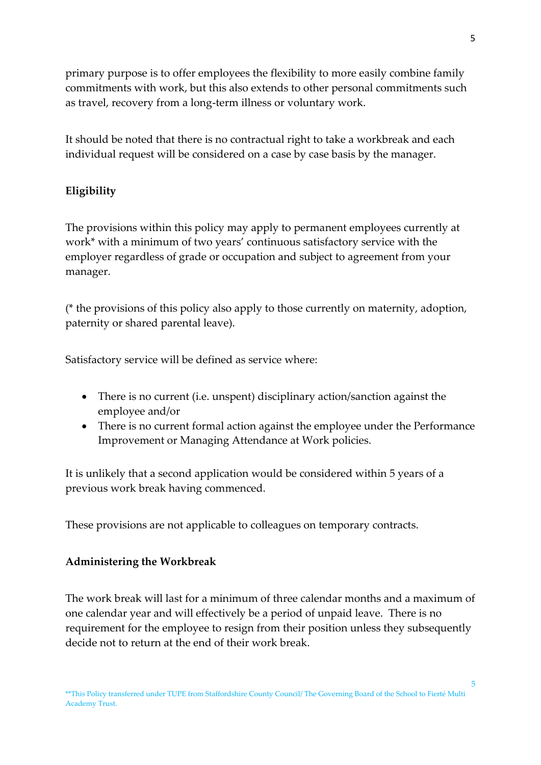primary purpose is to offer employees the flexibility to more easily combine family commitments with work, but this also extends to other personal commitments such as travel, recovery from a long-term illness or voluntary work.

It should be noted that there is no contractual right to take a workbreak and each individual request will be considered on a case by case basis by the manager.

**Eligibility**

The provisions within this policy may apply to permanent employees currently at work* with a minimum of two years' continuous satisfactory service with the employer regardless of grade or occupation and subject to agreement from your manager.

(* the provisions of this policy also apply to those currently on maternity, adoption, paternity or shared parental leave).

Satisfactory service will be defined as service where:

- There is no current (i.e. unspent) disciplinary action/sanction against the employee and/or
- There is no current formal action against the employee under the Performance Improvement or Managing Attendance at Work policies.

It is unlikely that a second application would be considered within 5 years of a previous work break having commenced.

These provisions are not applicable to colleagues on temporary contracts.

**Administering the Workbreak**

The work break will last for a minimum of three calendar months and a maximum of one calendar year and will effectively be a period of unpaid leave. There is no requirement for the employee to resign from their position unless they subsequently decide not to return at the end of their work break.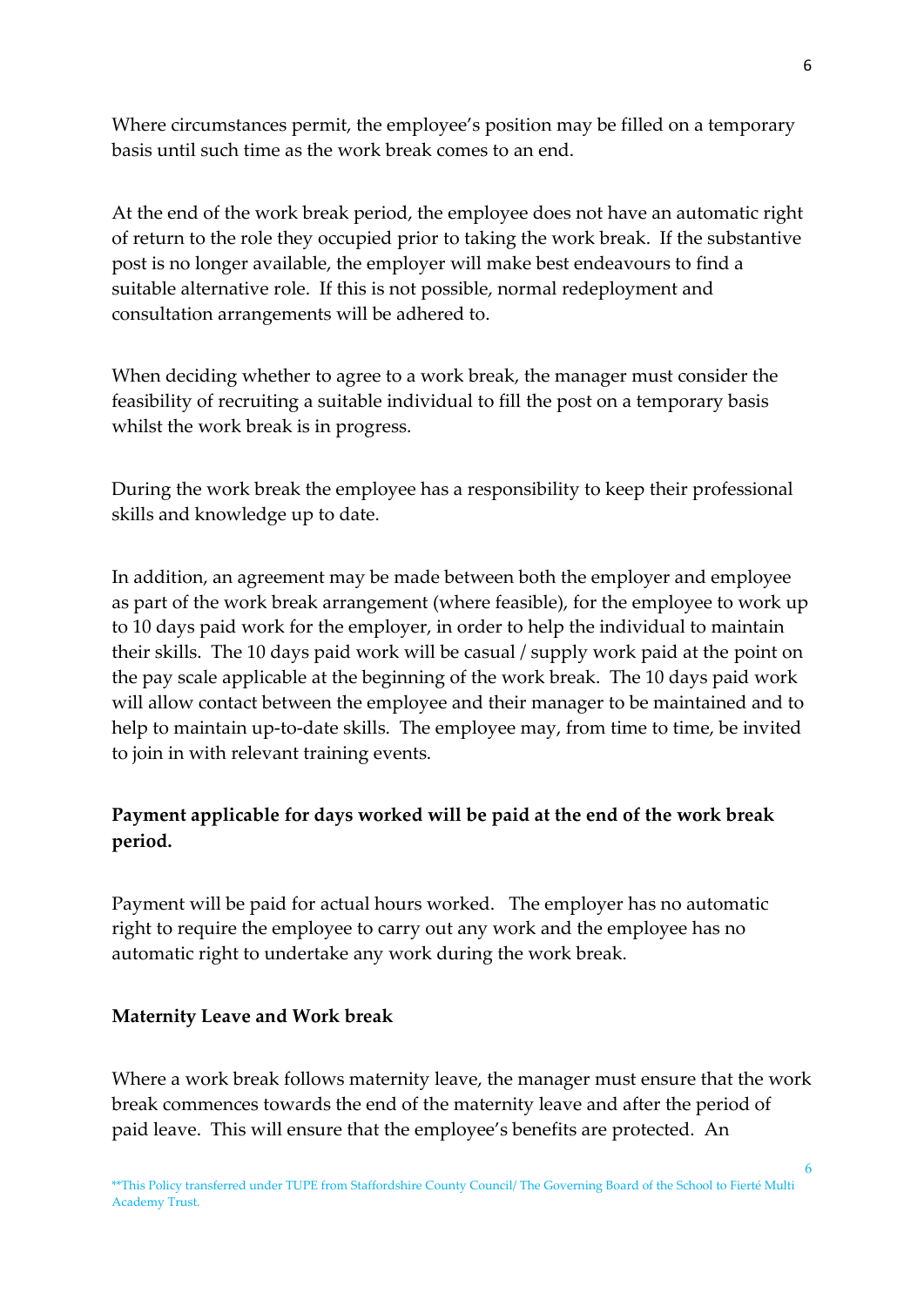Where circumstances permit, the employee's position may be filled on a temporary basis until such time as the work break comes to an end.

At the end of the work break period, the employee does not have an automatic right of return to the role they occupied prior to taking the work break. If the substantive post is no longer available, the employer will make best endeavours to find a suitable alternative role. If this is not possible, normal redeployment and consultation arrangements will be adhered to.

When deciding whether to agree to a work break, the manager must consider the feasibility of recruiting a suitable individual to fill the post on a temporary basis whilst the work break is in progress.

During the work break the employee has a responsibility to keep their professional skills and knowledge up to date.

In addition, an agreement may be made between both the employer and employee as part of the work break arrangement (where feasible), for the employee to work up to 10 days paid work for the employer, in order to help the individual to maintain their skills. The 10 days paid work will be casual / supply work paid at the point on the pay scale applicable at the beginning of the work break. The 10 days paid work will allow contact between the employee and their manager to be maintained and to help to maintain up-to-date skills. The employee may, from time to time, be invited to join in with relevant training events.

**Payment applicable for days worked will be paid at the end of the work break period.**

Payment will be paid for actual hours worked. The employer has no automatic right to require the employee to carry out any work and the employee has no automatic right to undertake any work during the work break.

**Maternity Leave and Work break**

Where a work break follows maternity leave, the manager must ensure that the work break commences towards the end of the maternity leave and after the period of paid leave. This will ensure that the employee's benefits are protected. An

**This Policy transferred under TUPE from Staffordshire County Council/ The Governing Board of the School to Fierté Multi Academy Trust.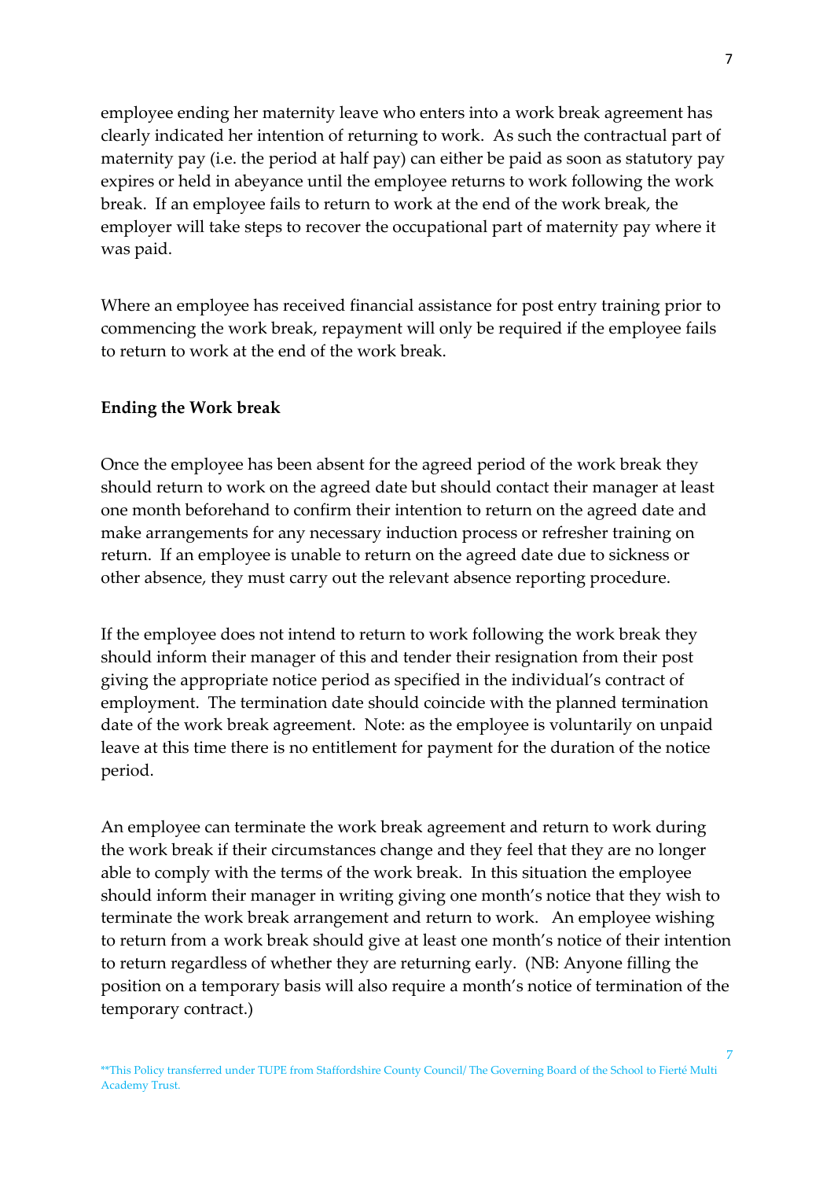employee ending her maternity leave who enters into a work break agreement has clearly indicated her intention of returning to work. As such the contractual part of maternity pay (i.e. the period at half pay) can either be paid as soon as statutory pay expires or held in abeyance until the employee returns to work following the work break. If an employee fails to return to work at the end of the work break, the employer will take steps to recover the occupational part of maternity pay where it was paid.

Where an employee has received financial assistance for post entry training prior to commencing the work break, repayment will only be required if the employee fails to return to work at the end of the work break.

**Ending the Work break**

Once the employee has been absent for the agreed period of the work break they should return to work on the agreed date but should contact their manager at least one month beforehand to confirm their intention to return on the agreed date and make arrangements for any necessary induction process or refresher training on return. If an employee is unable to return on the agreed date due to sickness or other absence, they must carry out the relevant absence reporting procedure.

If the employee does not intend to return to work following the work break they should inform their manager of this and tender their resignation from their post giving the appropriate notice period as specified in the individual's contract of employment. The termination date should coincide with the planned termination date of the work break agreement. Note: as the employee is voluntarily on unpaid leave at this time there is no entitlement for payment for the duration of the notice period.

An employee can terminate the work break agreement and return to work during the work break if their circumstances change and they feel that they are no longer able to comply with the terms of the work break. In this situation the employee should inform their manager in writing giving one month's notice that they wish to terminate the work break arrangement and return to work. An employee wishing to return from a work break should give at least one month's notice of their intention to return regardless of whether they are returning early. (NB: Anyone filling the position on a temporary basis will also require a month's notice of termination of the temporary contract.)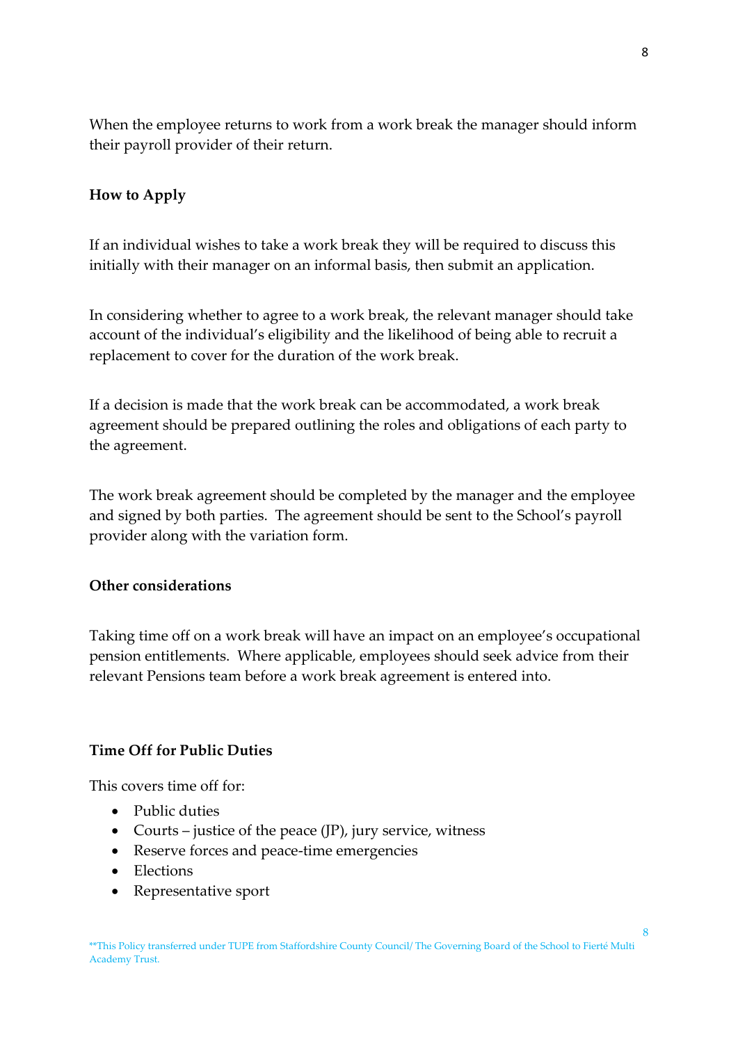When the employee returns to work from a work break the manager should inform their payroll provider of their return.

**How to Apply**

If an individual wishes to take a work break they will be required to discuss this initially with their manager on an informal basis, then submit an application.

In considering whether to agree to a work break, the relevant manager should take account of the individual's eligibility and the likelihood of being able to recruit a replacement to cover for the duration of the work break.

If a decision is made that the work break can be accommodated, a work break agreement should be prepared outlining the roles and obligations of each party to the agreement.

The work break agreement should be completed by the manager and the employee and signed by both parties. The agreement should be sent to the School's payroll provider along with the variation form.

**Other considerations**

Taking time off on a work break will have an impact on an employee's occupational pension entitlements. Where applicable, employees should seek advice from their relevant Pensions team before a work break agreement is entered into.

**Time Off for Public Duties**

This covers time off for:

- Public duties
- Courts – justice of the peace (JP), jury service, witness
- Reserve forces and peace-time emergencies
- Elections
- Representative sport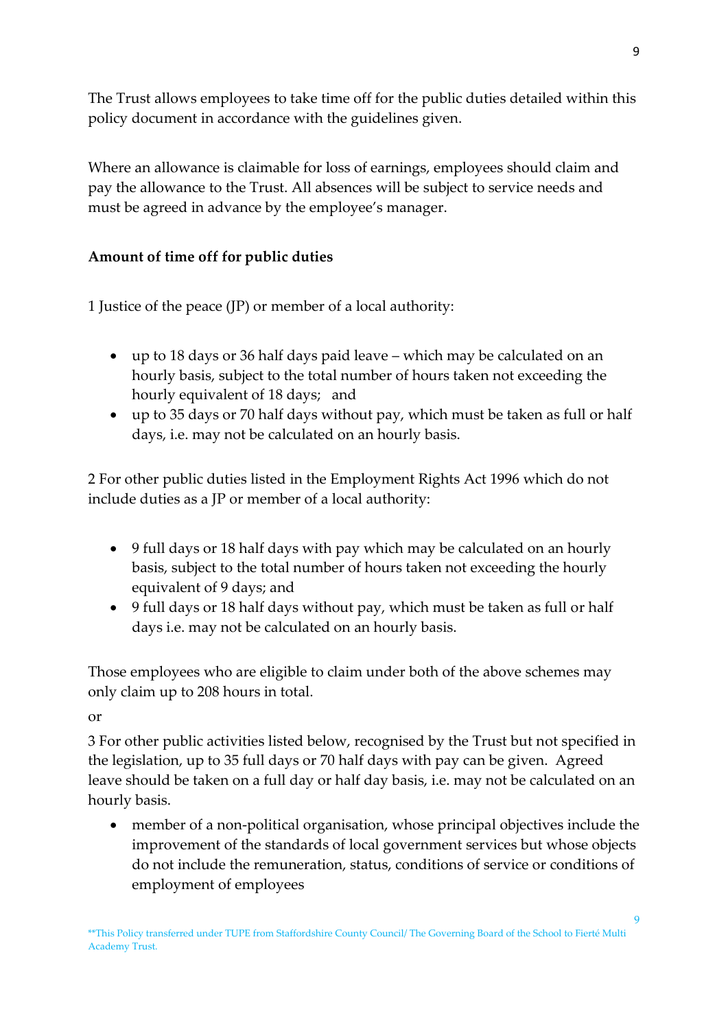The Trust allows employees to take time off for the public duties detailed within this policy document in accordance with the guidelines given.

Where an allowance is claimable for loss of earnings, employees should claim and pay the allowance to the Trust. All absences will be subject to service needs and must be agreed in advance by the employee's manager.

**Amount of time off for public duties**

1 Justice of the peace (JP) or member of a local authority:

- up to 18 days or 36 half days paid leave – which may be calculated on an hourly basis, subject to the total number of hours taken not exceeding the hourly equivalent of 18 days; and
- up to 35 days or 70 half days without pay, which must be taken as full or half days, i.e. may not be calculated on an hourly basis.

2 For other public duties listed in the Employment Rights Act 1996 which do not include duties as a JP or member of a local authority:

- 9 full days or 18 half days with pay which may be calculated on an hourly basis, subject to the total number of hours taken not exceeding the hourly equivalent of 9 days; and
- 9 full days or 18 half days without pay, which must be taken as full or half days i.e. may not be calculated on an hourly basis.

Those employees who are eligible to claim under both of the above schemes may only claim up to 208 hours in total.

or

3 For other public activities listed below, recognised by the Trust but not specified in the legislation, up to 35 full days or 70 half days with pay can be given. Agreed leave should be taken on a full day or half day basis, i.e. may not be calculated on an hourly basis.

- member of a non-political organisation, whose principal objectives include the improvement of the standards of local government services but whose objects do not include the remuneration, status, conditions of service or conditions of employment of employees

**This Policy transferred under TUPE from Staffordshire County Council/ The Governing Board of the School to Fierté Multi Academy Trust.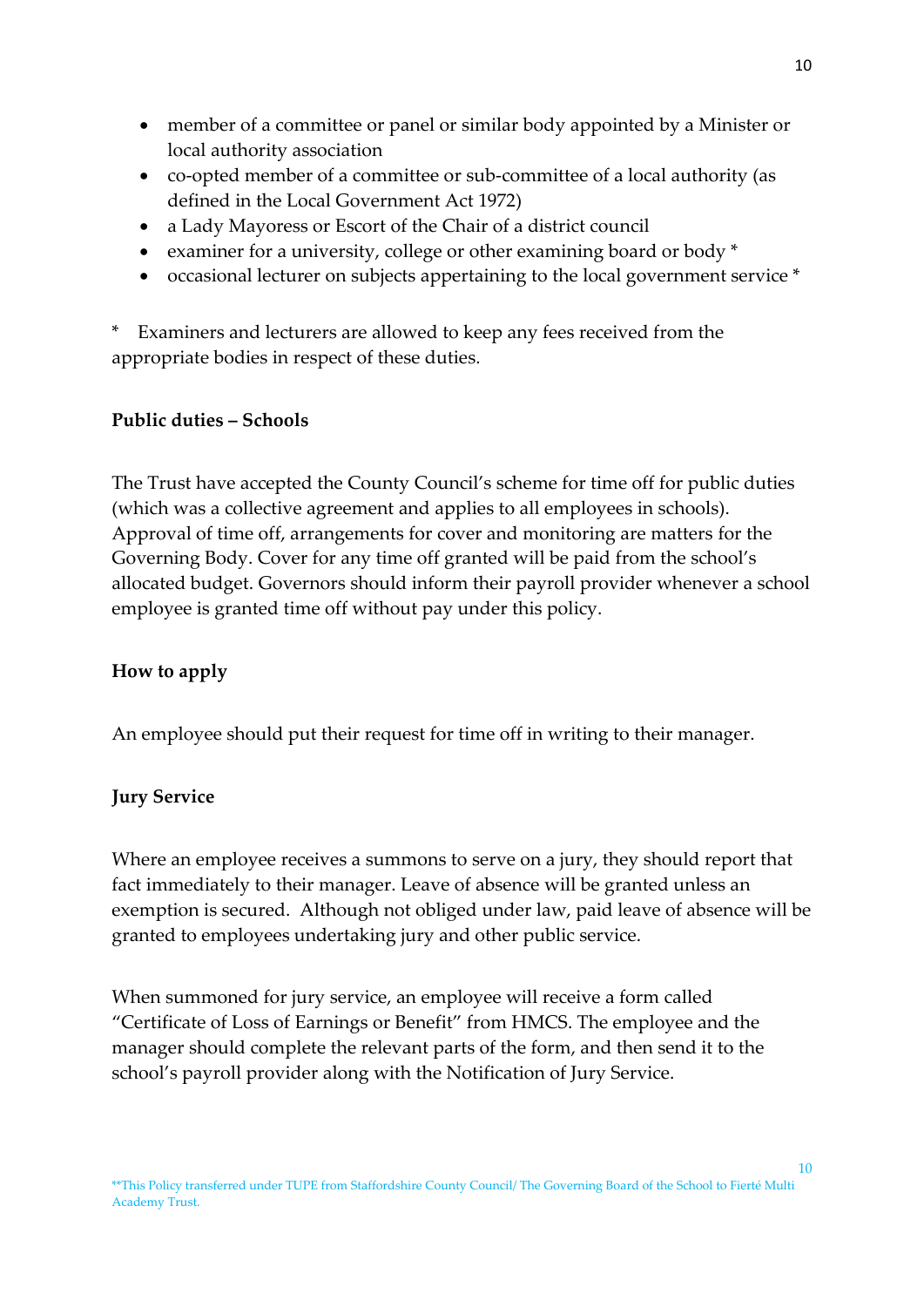- member of a committee or panel or similar body appointed by a Minister or local authority association
- co-opted member of a committee or sub-committee of a local authority (as defined in the Local Government Act 1972)
- a Lady Mayoress or Escort of the Chair of a district council
- examiner for a university, college or other examining board or body *
- occasional lecturer on subjects appertaining to the local government service *

\* Examiners and lecturers are allowed to keep any fees received from the appropriate bodies in respect of these duties.

**Public duties – Schools**

The Trust have accepted the County Council's scheme for time off for public duties (which was a collective agreement and applies to all employees in schools). Approval of time off, arrangements for cover and monitoring are matters for the Governing Body. Cover for any time off granted will be paid from the school's allocated budget. Governors should inform their payroll provider whenever a school employee is granted time off without pay under this policy.

**How to apply**

An employee should put their request for time off in writing to their manager.

**Jury Service**

Where an employee receives a summons to serve on a jury, they should report that fact immediately to their manager. Leave of absence will be granted unless an exemption is secured. Although not obliged under law, paid leave of absence will be granted to employees undertaking jury and other public service.

When summoned for jury service, an employee will receive a form called "Certificate of Loss of Earnings or Benefit" from HMCS. The employee and the manager should complete the relevant parts of the form, and then send it to the school's payroll provider along with the Notification of Jury Service.

**This Policy transferred under TUPE from Staffordshire County Council/ The Governing Board of the School to Fierté Multi Academy Trust.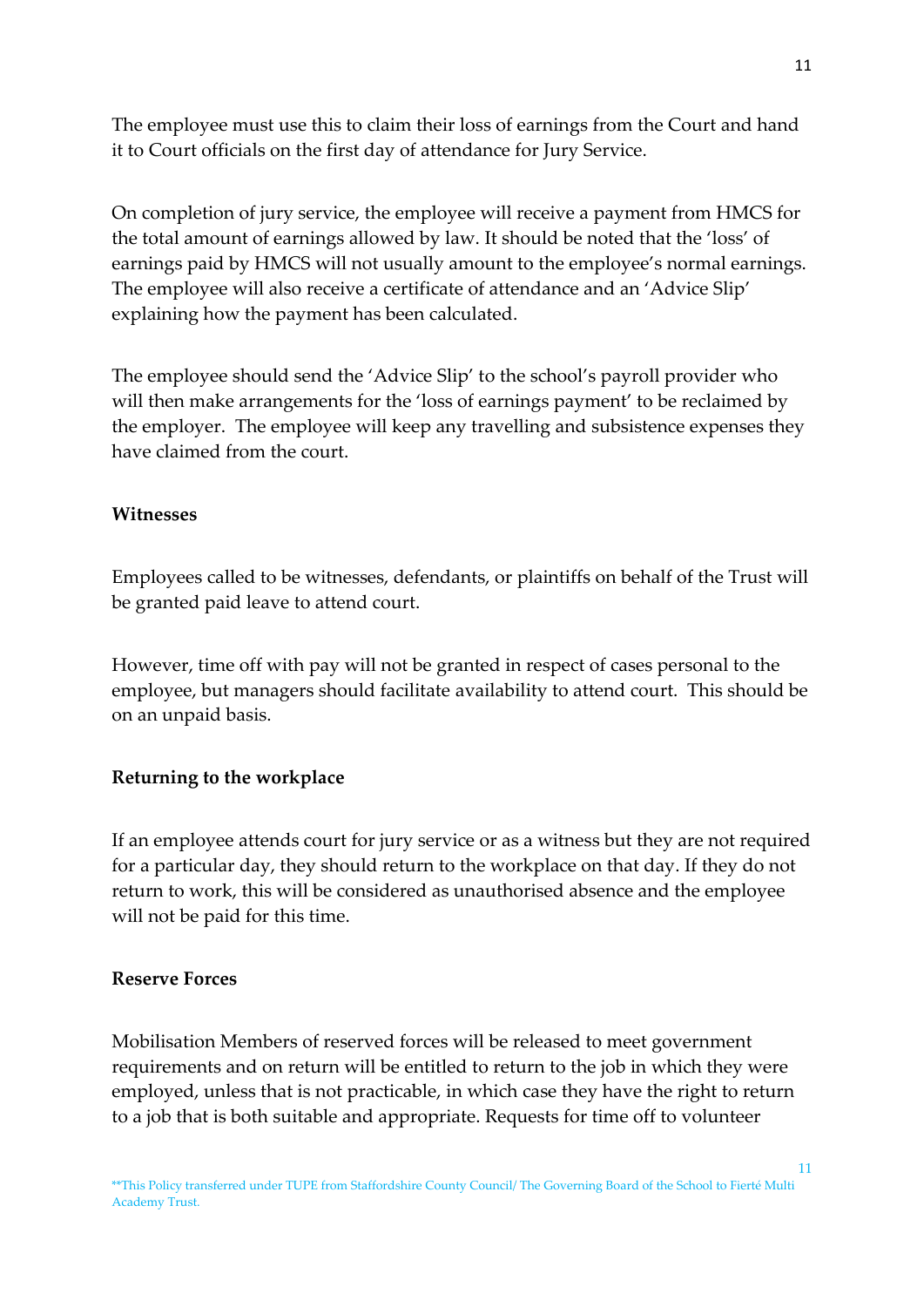The employee must use this to claim their loss of earnings from the Court and hand it to Court officials on the first day of attendance for Jury Service.

On completion of jury service, the employee will receive a payment from HMCS for the total amount of earnings allowed by law. It should be noted that the 'loss' of earnings paid by HMCS will not usually amount to the employee's normal earnings. The employee will also receive a certificate of attendance and an 'Advice Slip' explaining how the payment has been calculated.

The employee should send the 'Advice Slip' to the school's payroll provider who will then make arrangements for the 'loss of earnings payment' to be reclaimed by the employer. The employee will keep any travelling and subsistence expenses they have claimed from the court.

**Witnesses**

Employees called to be witnesses, defendants, or plaintiffs on behalf of the Trust will be granted paid leave to attend court.

However, time off with pay will not be granted in respect of cases personal to the employee, but managers should facilitate availability to attend court. This should be on an unpaid basis.

**Returning to the workplace**

If an employee attends court for jury service or as a witness but they are not required for a particular day, they should return to the workplace on that day. If they do not return to work, this will be considered as unauthorised absence and the employee will not be paid for this time.

**Reserve Forces**

Mobilisation Members of reserved forces will be released to meet government requirements and on return will be entitled to return to the job in which they were employed, unless that is not practicable, in which case they have the right to return to a job that is both suitable and appropriate. Requests for time off to volunteer

**This Policy transferred under TUPE from Staffordshire County Council/ The Governing Board of the School to Fierté Multi Academy Trust.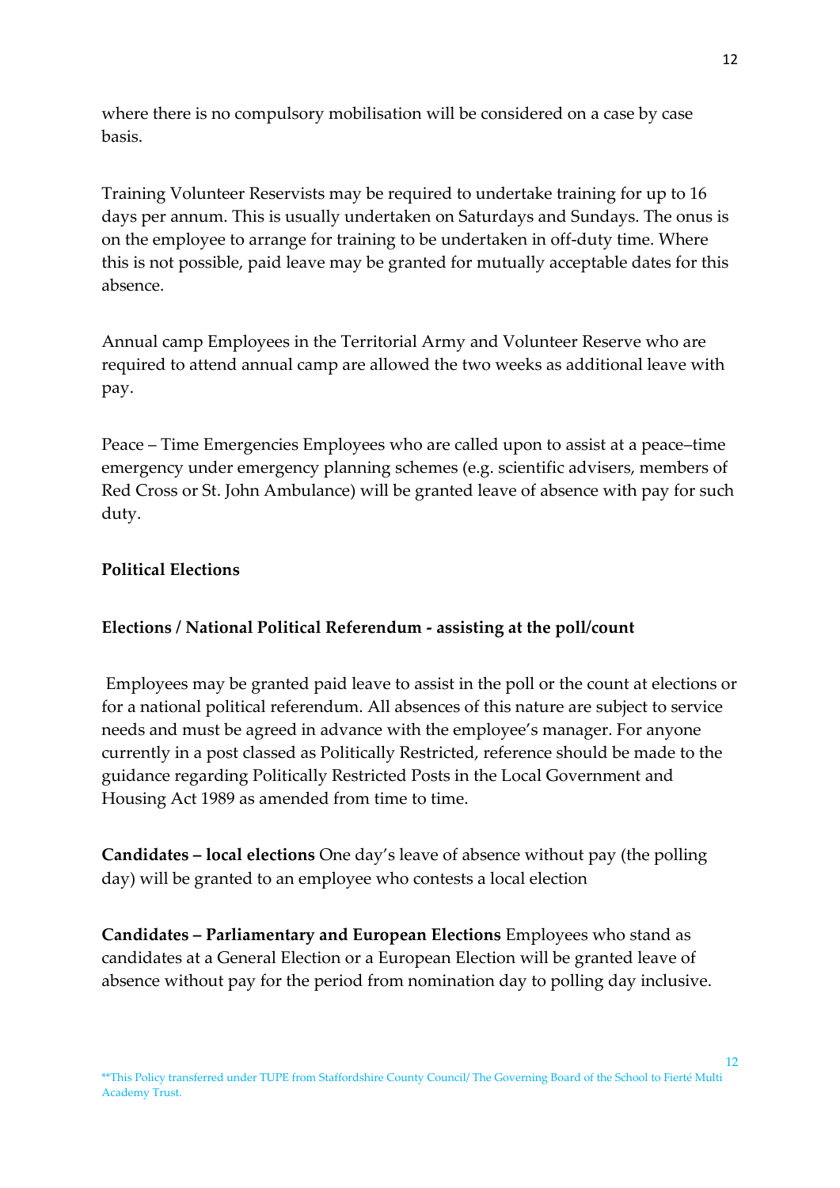where there is no compulsory mobilisation will be considered on a case by case basis.

Training Volunteer Reservists may be required to undertake training for up to 16 days per annum. This is usually undertaken on Saturdays and Sundays. The onus is on the employee to arrange for training to be undertaken in off-duty time. Where this is not possible, paid leave may be granted for mutually acceptable dates for this absence.

Annual camp Employees in the Territorial Army and Volunteer Reserve who are required to attend annual camp are allowed the two weeks as additional leave with pay.

Peace – Time Emergencies Employees who are called upon to assist at a peace–time emergency under emergency planning schemes (e.g. scientific advisers, members of Red Cross or St. John Ambulance) will be granted leave of absence with pay for such duty.

**Political Elections**

**Elections / National Political Referendum - assisting at the poll/count**

Employees may be granted paid leave to assist in the poll or the count at elections or for a national political referendum. All absences of this nature are subject to service needs and must be agreed in advance with the employee's manager. For anyone currently in a post classed as Politically Restricted, reference should be made to the guidance regarding Politically Restricted Posts in the Local Government and Housing Act 1989 as amended from time to time.

**Candidates – local elections** One day's leave of absence without pay (the polling day) will be granted to an employee who contests a local election

**Candidates – Parliamentary and European Elections** Employees who stand as candidates at a General Election or a European Election will be granted leave of absence without pay for the period from nomination day to polling day inclusive.

**This Policy transferred under TUPE from Staffordshire County Council/ The Governing Board of the School to Fierté Multi Academy Trust.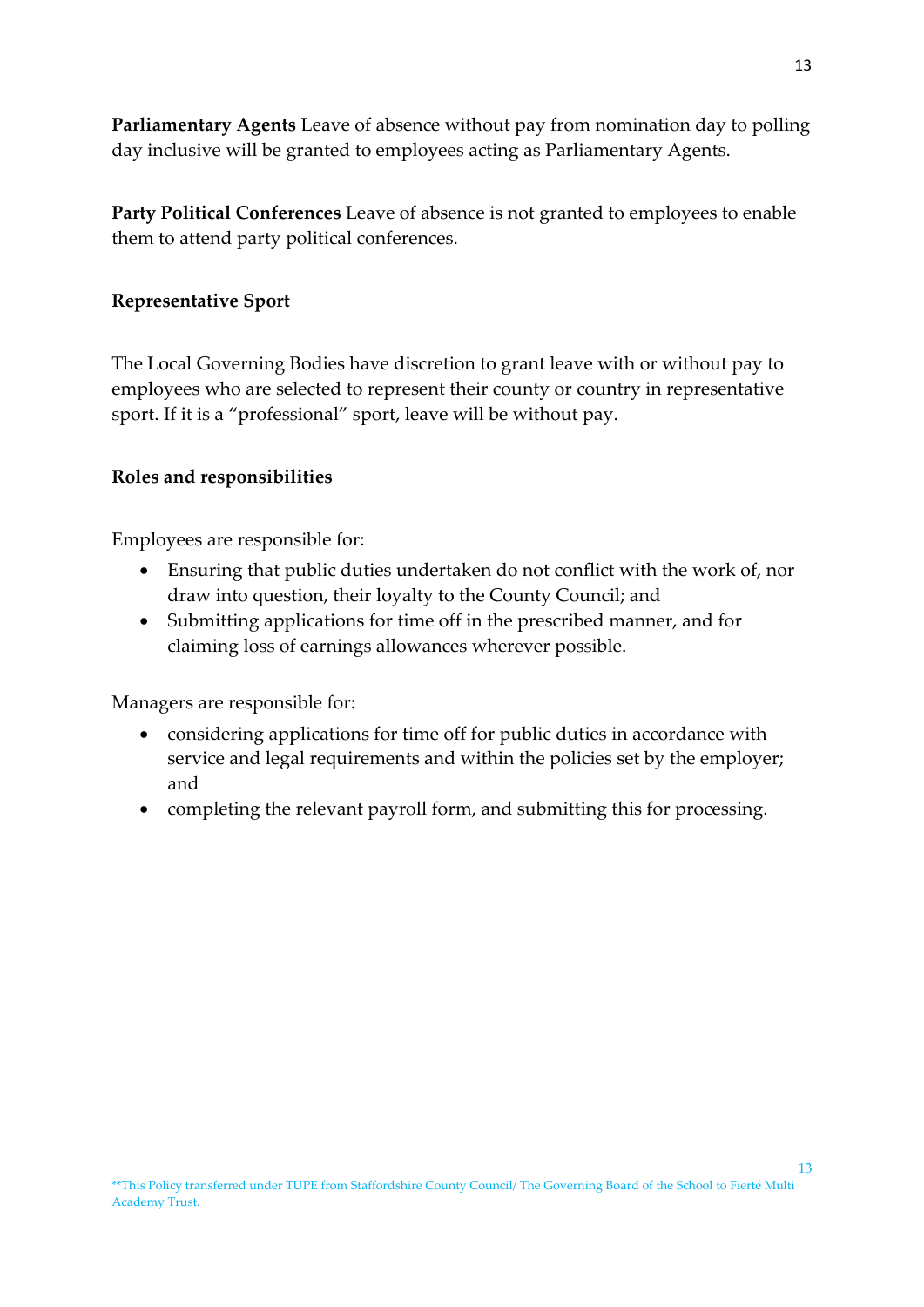**Parliamentary Agents** Leave of absence without pay from nomination day to polling day inclusive will be granted to employees acting as Parliamentary Agents.

**Party Political Conferences** Leave of absence is not granted to employees to enable them to attend party political conferences.

**Representative Sport**

The Local Governing Bodies have discretion to grant leave with or without pay to employees who are selected to represent their county or country in representative sport. If it is a "professional" sport, leave will be without pay.

**Roles and responsibilities**

Employees are responsible for:

- Ensuring that public duties undertaken do not conflict with the work of, nor draw into question, their loyalty to the County Council; and
- Submitting applications for time off in the prescribed manner, and for claiming loss of earnings allowances wherever possible.

Managers are responsible for:

- considering applications for time off for public duties in accordance with service and legal requirements and within the policies set by the employer; and
- completing the relevant payroll form, and submitting this for processing.

**This Policy transferred under TUPE from Staffordshire County Council/ The Governing Board of the School to Fierté Multi Academy Trust.